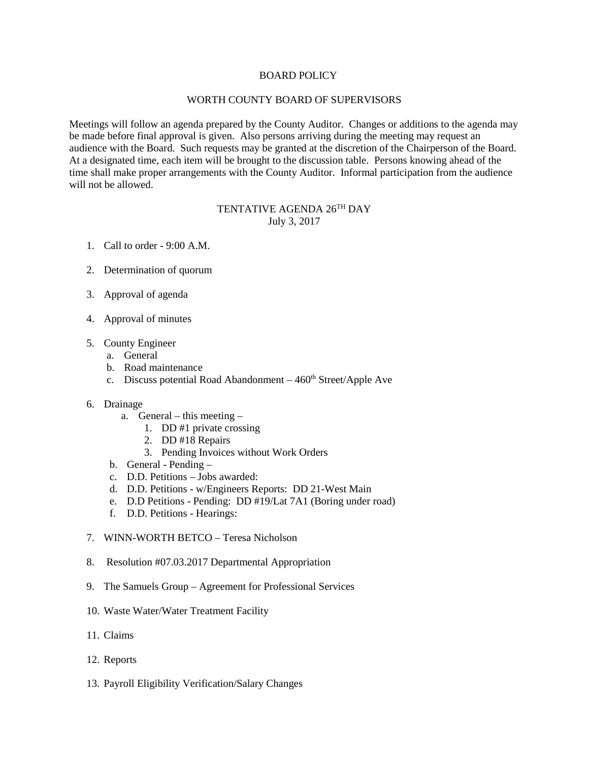# BOARD POLICY

## WORTH COUNTY BOARD OF SUPERVISORS

Meetings will follow an agenda prepared by the County Auditor. Changes or additions to the agenda may be made before final approval is given. Also persons arriving during the meeting may request an audience with the Board. Such requests may be granted at the discretion of the Chairperson of the Board. At a designated time, each item will be brought to the discussion table. Persons knowing ahead of the time shall make proper arrangements with the County Auditor. Informal participation from the audience will not be allowed.

## TENTATIVE AGENDA 26TH DAY
July 3, 2017

1. Call to order - 9:00 A.M.

2. Determination of quorum

3. Approval of agenda

4. Approval of minutes

5. County Engineer
   a. General
   b. Road maintenance
   c. Discuss potential Road Abandonment – 460th Street/Apple Ave

6. Drainage
   a. General – this meeting –
      1. DD #1 private crossing
      2. DD #18 Repairs
      3. Pending Invoices without Work Orders
   b. General - Pending –
   c. D.D. Petitions – Jobs awarded:
   d. D.D. Petitions - w/Engineers Reports: DD 21-West Main
   e. D.D Petitions - Pending: DD #19/Lat 7A1 (Boring under road)
   f. D.D. Petitions - Hearings:

7. WINN-WORTH BETCO – Teresa Nicholson

8. Resolution #07.03.2017 Departmental Appropriation

9. The Samuels Group – Agreement for Professional Services

10. Waste Water/Water Treatment Facility

11. Claims

12. Reports

13. Payroll Eligibility Verification/Salary Changes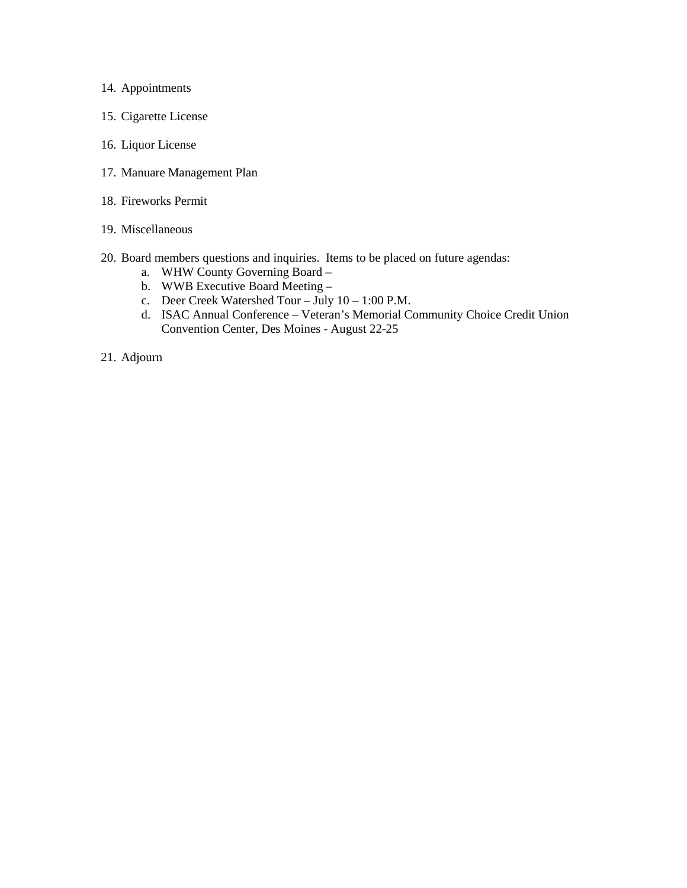14. Appointments

15. Cigarette License

16. Liquor License

17. Manuare Management Plan

18. Fireworks Permit

19. Miscellaneous

20. Board members questions and inquiries. Items to be placed on future agendas:
    a. WHW County Governing Board –
    b. WWB Executive Board Meeting –
    c. Deer Creek Watershed Tour – July 10 – 1:00 P.M.
    d. ISAC Annual Conference – Veteran's Memorial Community Choice Credit Union Convention Center, Des Moines - August 22-25

21. Adjourn